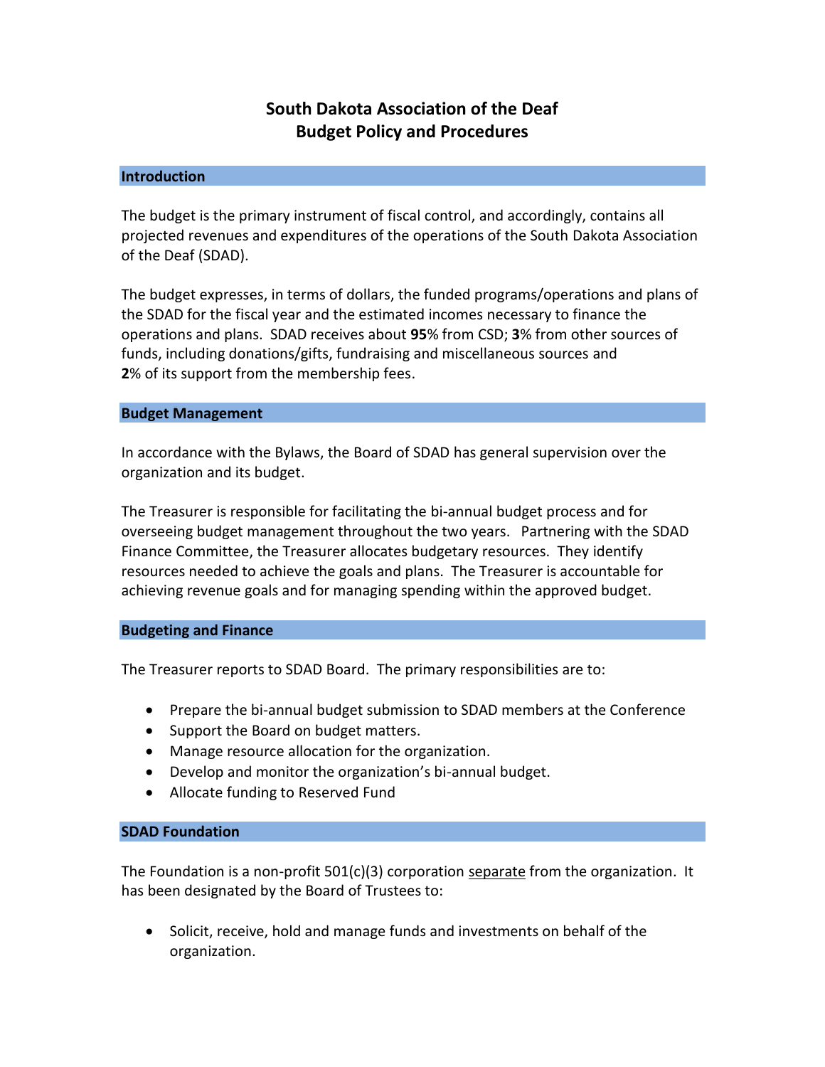# South Dakota Association of the Deaf
# Budget Policy and Procedures

## Introduction

The budget is the primary instrument of fiscal control, and accordingly, contains all projected revenues and expenditures of the operations of the South Dakota Association of the Deaf (SDAD).

The budget expresses, in terms of dollars, the funded programs/operations and plans of the SDAD for the fiscal year and the estimated incomes necessary to finance the operations and plans. SDAD receives about **95**% from CSD; **3**% from other sources of funds, including donations/gifts, fundraising and miscellaneous sources and **2**% of its support from the membership fees.

## Budget Management

In accordance with the Bylaws, the Board of SDAD has general supervision over the organization and its budget.

The Treasurer is responsible for facilitating the bi-annual budget process and for overseeing budget management throughout the two years. Partnering with the SDAD Finance Committee, the Treasurer allocates budgetary resources. They identify resources needed to achieve the goals and plans. The Treasurer is accountable for achieving revenue goals and for managing spending within the approved budget.

## Budgeting and Finance

The Treasurer reports to SDAD Board. The primary responsibilities are to:

- Prepare the bi-annual budget submission to SDAD members at the Conference
- Support the Board on budget matters.
- Manage resource allocation for the organization.
- Develop and monitor the organization's bi-annual budget.
- Allocate funding to Reserved Fund

## SDAD Foundation

The Foundation is a non-profit 501(c)(3) corporation <u>separate</u> from the organization. It has been designated by the Board of Trustees to:

- Solicit, receive, hold and manage funds and investments on behalf of the organization.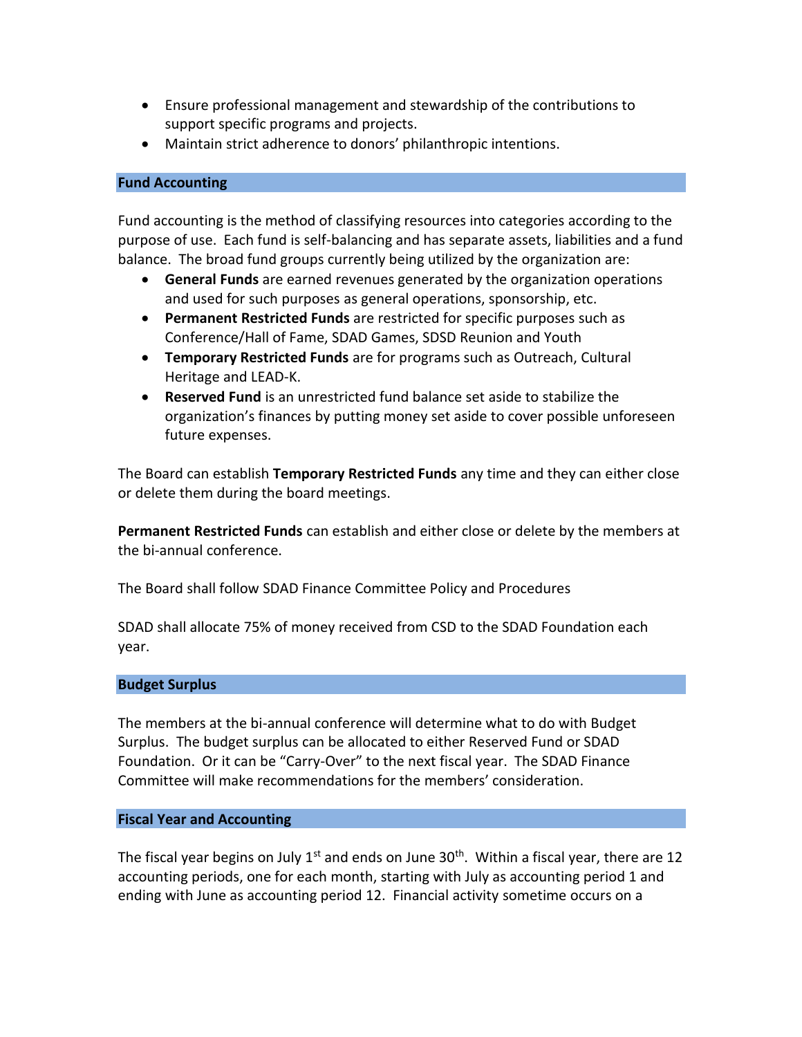- Ensure professional management and stewardship of the contributions to support specific programs and projects.
- Maintain strict adherence to donors' philanthropic intentions.

## Fund Accounting

Fund accounting is the method of classifying resources into categories according to the purpose of use. Each fund is self-balancing and has separate assets, liabilities and a fund balance. The broad fund groups currently being utilized by the organization are:

- **General Funds** are earned revenues generated by the organization operations and used for such purposes as general operations, sponsorship, etc.
- **Permanent Restricted Funds** are restricted for specific purposes such as Conference/Hall of Fame, SDAD Games, SDSD Reunion and Youth
- **Temporary Restricted Funds** are for programs such as Outreach, Cultural Heritage and LEAD-K.
- **Reserved Fund** is an unrestricted fund balance set aside to stabilize the organization's finances by putting money set aside to cover possible unforeseen future expenses.

The Board can establish **Temporary Restricted Funds** any time and they can either close or delete them during the board meetings.

**Permanent Restricted Funds** can establish and either close or delete by the members at the bi-annual conference.

The Board shall follow SDAD Finance Committee Policy and Procedures

SDAD shall allocate 75% of money received from CSD to the SDAD Foundation each year.

## Budget Surplus

The members at the bi-annual conference will determine what to do with Budget Surplus. The budget surplus can be allocated to either Reserved Fund or SDAD Foundation. Or it can be "Carry-Over" to the next fiscal year. The SDAD Finance Committee will make recommendations for the members' consideration.

## Fiscal Year and Accounting

The fiscal year begins on July 1st and ends on June 30th. Within a fiscal year, there are 12 accounting periods, one for each month, starting with July as accounting period 1 and ending with June as accounting period 12. Financial activity sometime occurs on a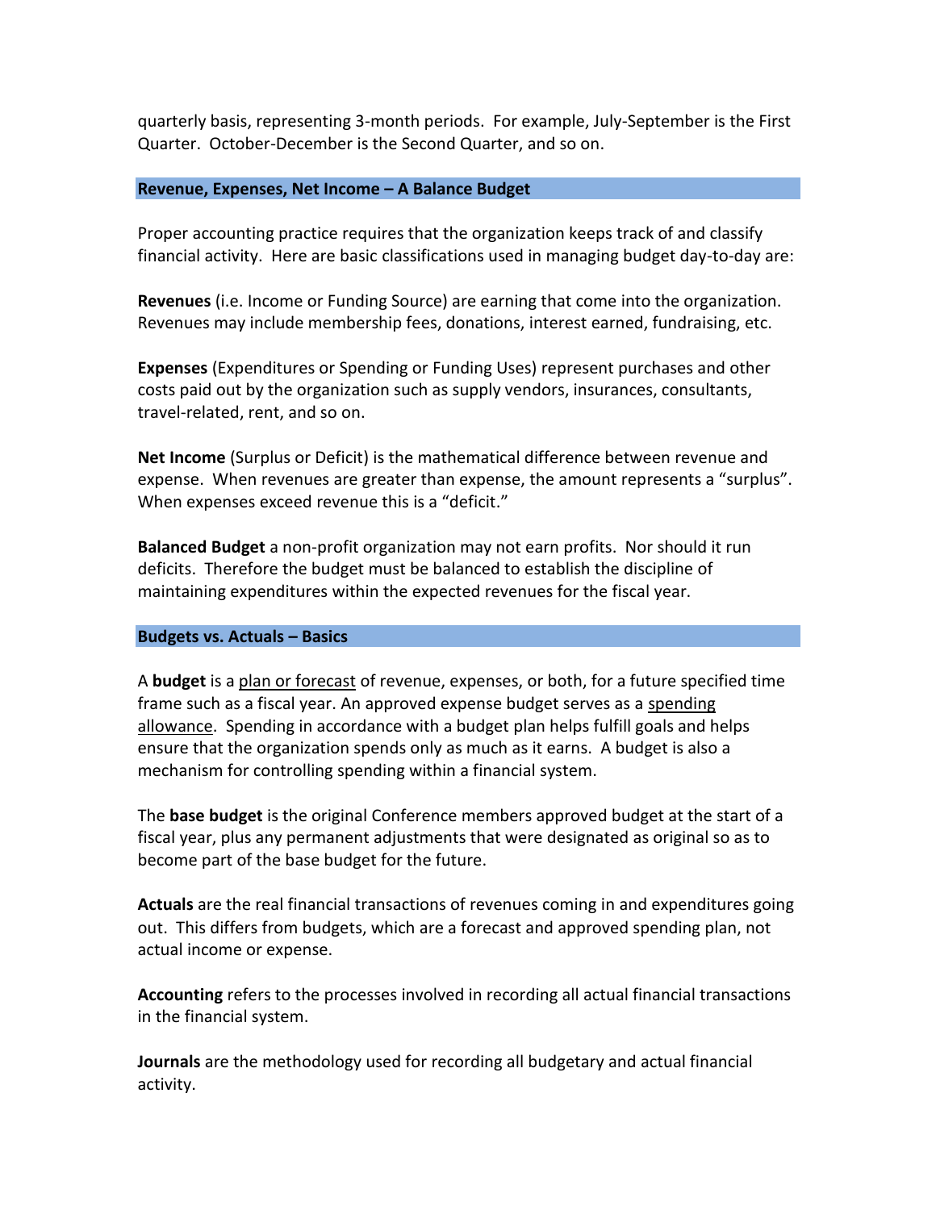quarterly basis, representing 3-month periods. For example, July-September is the First Quarter. October-December is the Second Quarter, and so on.

## Revenue, Expenses, Net Income – A Balance Budget

Proper accounting practice requires that the organization keeps track of and classify financial activity. Here are basic classifications used in managing budget day-to-day are:

**Revenues** (i.e. Income or Funding Source) are earning that come into the organization. Revenues may include membership fees, donations, interest earned, fundraising, etc.

**Expenses** (Expenditures or Spending or Funding Uses) represent purchases and other costs paid out by the organization such as supply vendors, insurances, consultants, travel-related, rent, and so on.

**Net Income** (Surplus or Deficit) is the mathematical difference between revenue and expense. When revenues are greater than expense, the amount represents a "surplus". When expenses exceed revenue this is a "deficit."

**Balanced Budget** a non-profit organization may not earn profits. Nor should it run deficits. Therefore the budget must be balanced to establish the discipline of maintaining expenditures within the expected revenues for the fiscal year.

## Budgets vs. Actuals – Basics

A **budget** is a plan or forecast of revenue, expenses, or both, for a future specified time frame such as a fiscal year. An approved expense budget serves as a spending allowance. Spending in accordance with a budget plan helps fulfill goals and helps ensure that the organization spends only as much as it earns. A budget is also a mechanism for controlling spending within a financial system.

The **base budget** is the original Conference members approved budget at the start of a fiscal year, plus any permanent adjustments that were designated as original so as to become part of the base budget for the future.

**Actuals** are the real financial transactions of revenues coming in and expenditures going out. This differs from budgets, which are a forecast and approved spending plan, not actual income or expense.

**Accounting** refers to the processes involved in recording all actual financial transactions in the financial system.

**Journals** are the methodology used for recording all budgetary and actual financial activity.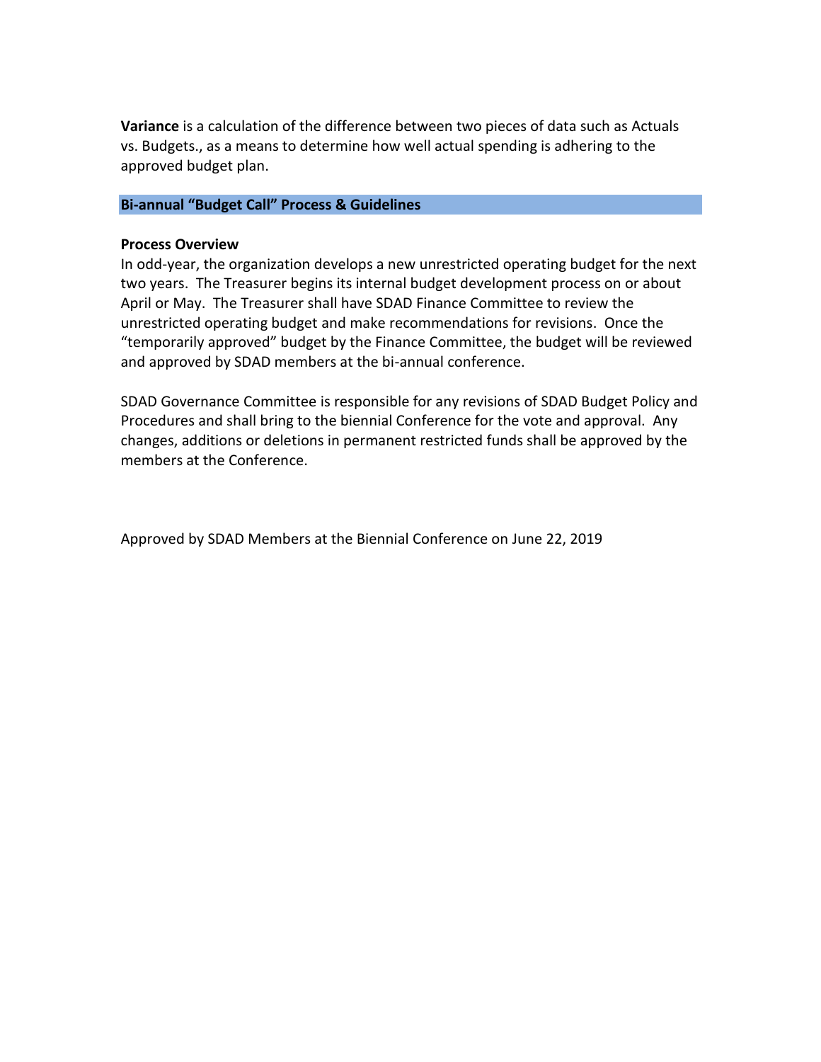**Variance** is a calculation of the difference between two pieces of data such as Actuals vs. Budgets., as a means to determine how well actual spending is adhering to the approved budget plan.

## Bi-annual "Budget Call" Process & Guidelines

**Process Overview**

In odd-year, the organization develops a new unrestricted operating budget for the next two years. The Treasurer begins its internal budget development process on or about April or May. The Treasurer shall have SDAD Finance Committee to review the unrestricted operating budget and make recommendations for revisions. Once the "temporarily approved" budget by the Finance Committee, the budget will be reviewed and approved by SDAD members at the bi-annual conference.

SDAD Governance Committee is responsible for any revisions of SDAD Budget Policy and Procedures and shall bring to the biennial Conference for the vote and approval. Any changes, additions or deletions in permanent restricted funds shall be approved by the members at the Conference.

Approved by SDAD Members at the Biennial Conference on June 22, 2019